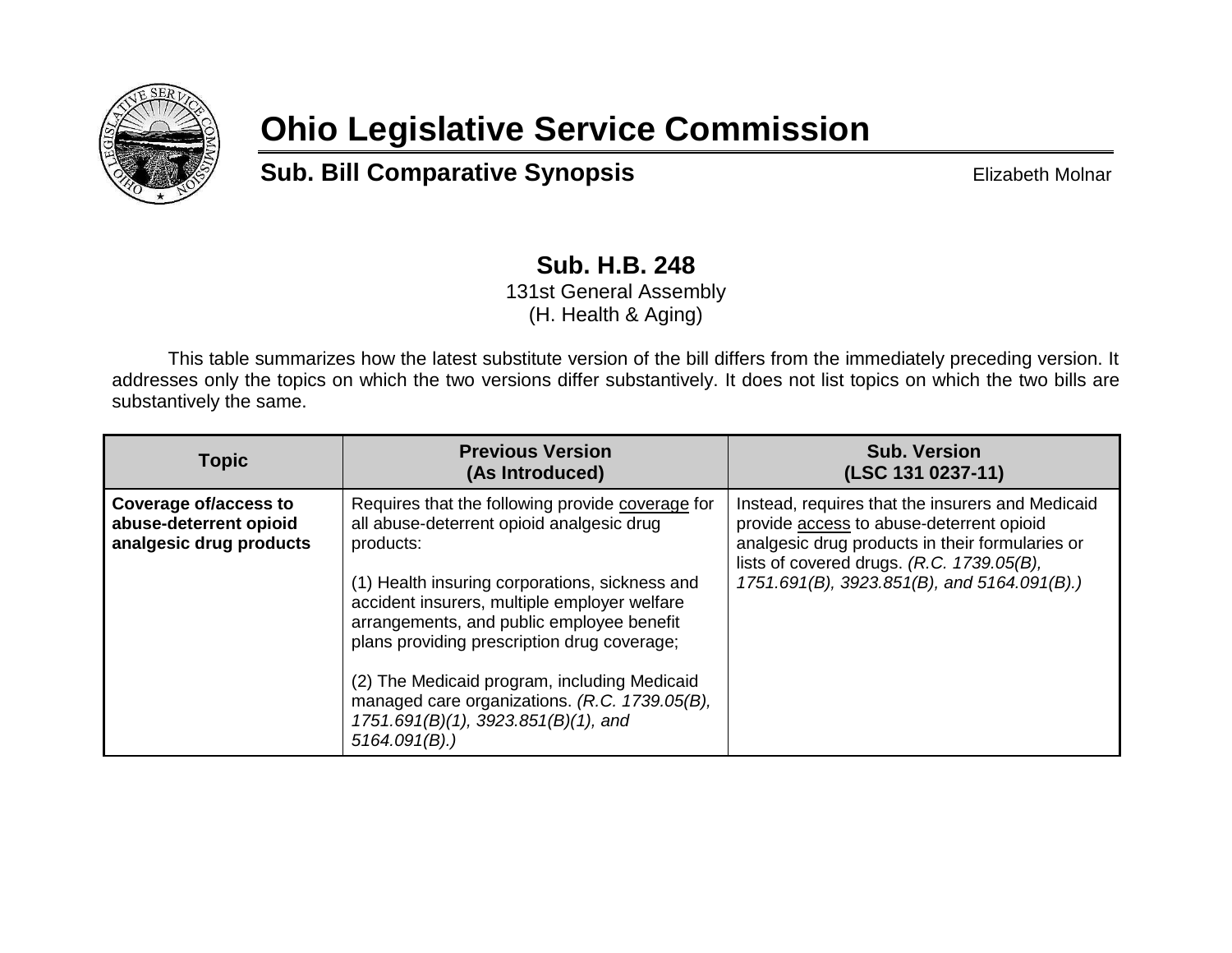# Ohio Legislative Service Commission

## Sub. Bill Comparative Synopsis

Elizabeth Molnar

### Sub. H.B. 248

131st General Assembly
(H. Health & Aging)

This table summarizes how the latest substitute version of the bill differs from the immediately preceding version. It addresses only the topics on which the two versions differ substantively. It does not list topics on which the two bills are substantively the same.

| Topic | Previous Version (As Introduced) | Sub. Version (LSC 131 0237-11) |
|---|---|---|
| **Coverage of/access to abuse-deterrent opioid analgesic drug products** | Requires that the following provide <u>coverage</u> for all abuse-deterrent opioid analgesic drug products:<br><br>(1) Health insuring corporations, sickness and accident insurers, multiple employer welfare arrangements, and public employee benefit plans providing prescription drug coverage;<br><br>(2) The Medicaid program, including Medicaid managed care organizations. *(R.C. 1739.05(B), 1751.691(B)(1), 3923.851(B)(1), and 5164.091(B).)* | Instead, requires that the insurers and Medicaid provide <u>access</u> to abuse-deterrent opioid analgesic drug products in their formularies or lists of covered drugs. *(R.C. 1739.05(B), 1751.691(B), 3923.851(B), and 5164.091(B).)* |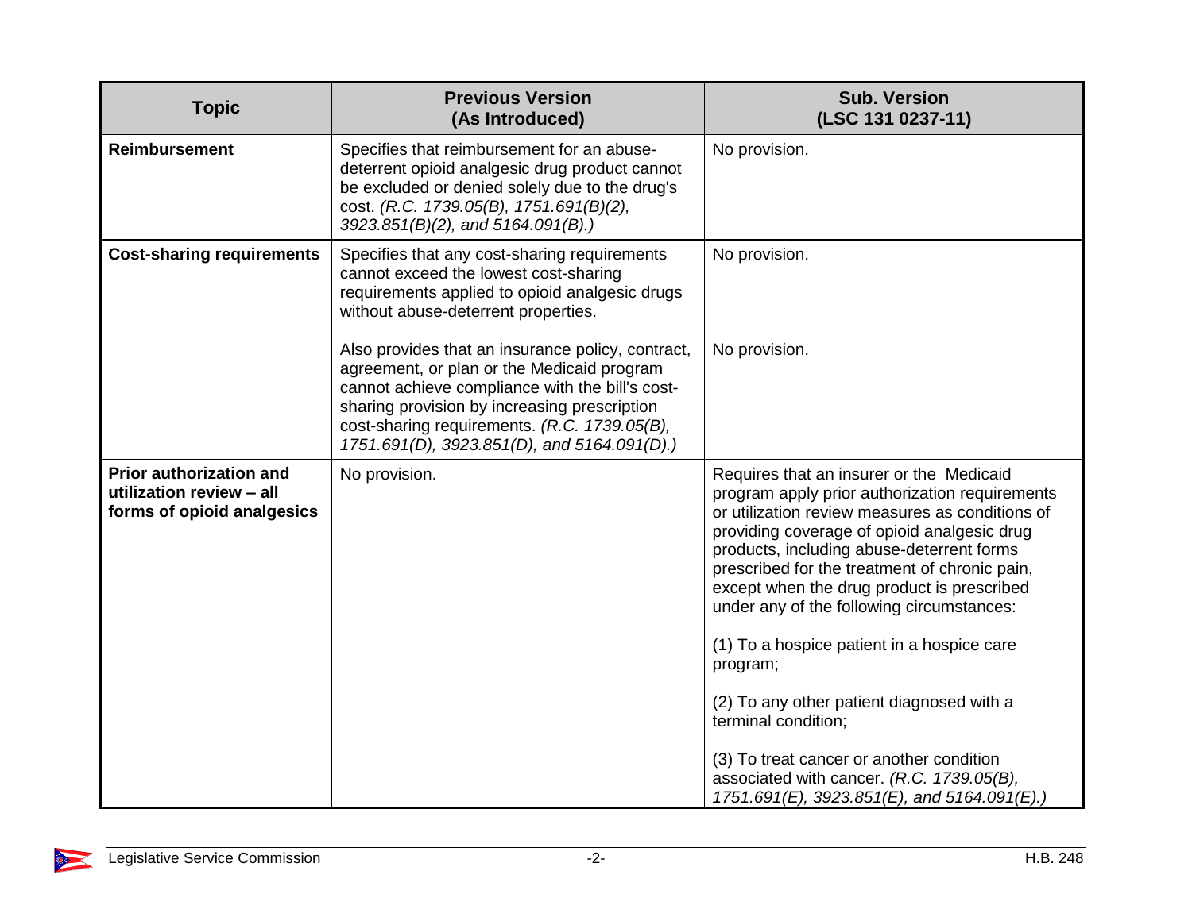| Topic | Previous Version (As Introduced) | Sub. Version (LSC 131 0237-11) |
| --- | --- | --- |
| **Reimbursement** | Specifies that reimbursement for an abuse-deterrent opioid analgesic drug product cannot be excluded or denied solely due to the drug's cost. *(R.C. 1739.05(B), 1751.691(B)(2), 3923.851(B)(2), and 5164.091(B).)* | No provision. |
| **Cost-sharing requirements** | Specifies that any cost-sharing requirements cannot exceed the lowest cost-sharing requirements applied to opioid analgesic drugs without abuse-deterrent properties.<br><br>Also provides that an insurance policy, contract, agreement, or plan or the Medicaid program cannot achieve compliance with the bill's cost-sharing provision by increasing prescription cost-sharing requirements. *(R.C. 1739.05(B), 1751.691(D), 3923.851(D), and 5164.091(D).)* | No provision.<br><br>No provision. |
| **Prior authorization and utilization review – all forms of opioid analgesics** | No provision. | Requires that an insurer or the Medicaid program apply prior authorization requirements or utilization review measures as conditions of providing coverage of opioid analgesic drug products, including abuse-deterrent forms prescribed for the treatment of chronic pain, except when the drug product is prescribed under any of the following circumstances:<br><br>(1) To a hospice patient in a hospice care program;<br><br>(2) To any other patient diagnosed with a terminal condition;<br><br>(3) To treat cancer or another condition associated with cancer. *(R.C. 1739.05(B), 1751.691(E), 3923.851(E), and 5164.091(E).)* |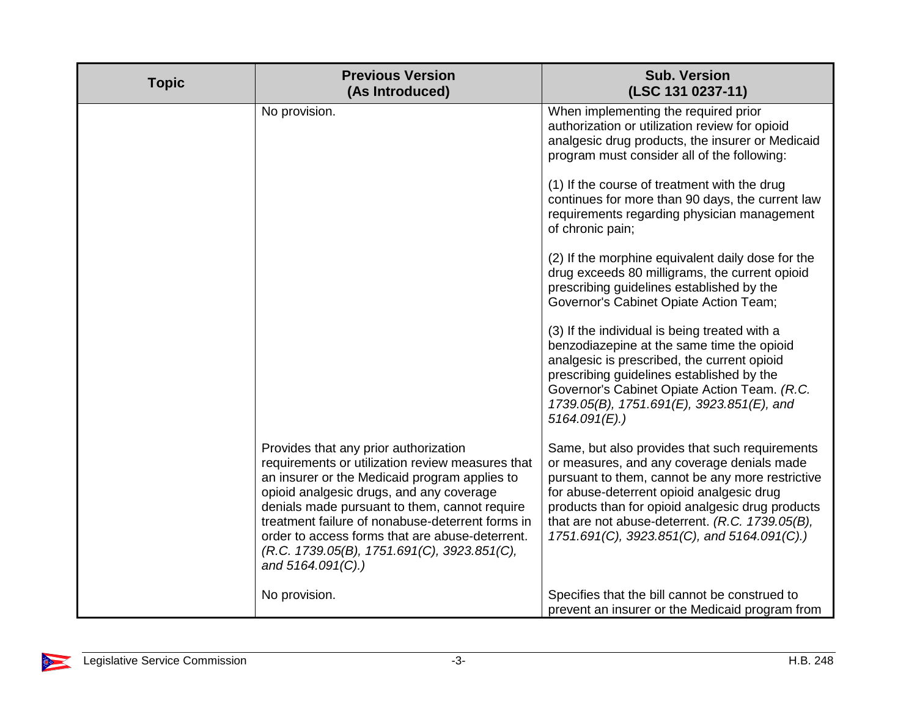| Topic | Previous Version (As Introduced) | Sub. Version (LSC 131 0237-11) |
|---|---|---|
| | No provision. | When implementing the required prior authorization or utilization review for opioid analgesic drug products, the insurer or Medicaid program must consider all of the following:<br><br>(1) If the course of treatment with the drug continues for more than 90 days, the current law requirements regarding physician management of chronic pain;<br><br>(2) If the morphine equivalent daily dose for the drug exceeds 80 milligrams, the current opioid prescribing guidelines established by the Governor's Cabinet Opiate Action Team;<br><br>(3) If the individual is being treated with a benzodiazepine at the same time the opioid analgesic is prescribed, the current opioid prescribing guidelines established by the Governor's Cabinet Opiate Action Team. *(R.C. 1739.05(B), 1751.691(E), 3923.851(E), and 5164.091(E).)* |
| | Provides that any prior authorization requirements or utilization review measures that an insurer or the Medicaid program applies to opioid analgesic drugs, and any coverage denials made pursuant to them, cannot require treatment failure of nonabuse-deterrent forms in order to access forms that are abuse-deterrent. *(R.C. 1739.05(B), 1751.691(C), 3923.851(C), and 5164.091(C).)* | Same, but also provides that such requirements or measures, and any coverage denials made pursuant to them, cannot be any more restrictive for abuse-deterrent opioid analgesic drug products than for opioid analgesic drug products that are not abuse-deterrent. *(R.C. 1739.05(B), 1751.691(C), 3923.851(C), and 5164.091(C).)* |
| | No provision. | Specifies that the bill cannot be construed to prevent an insurer or the Medicaid program from |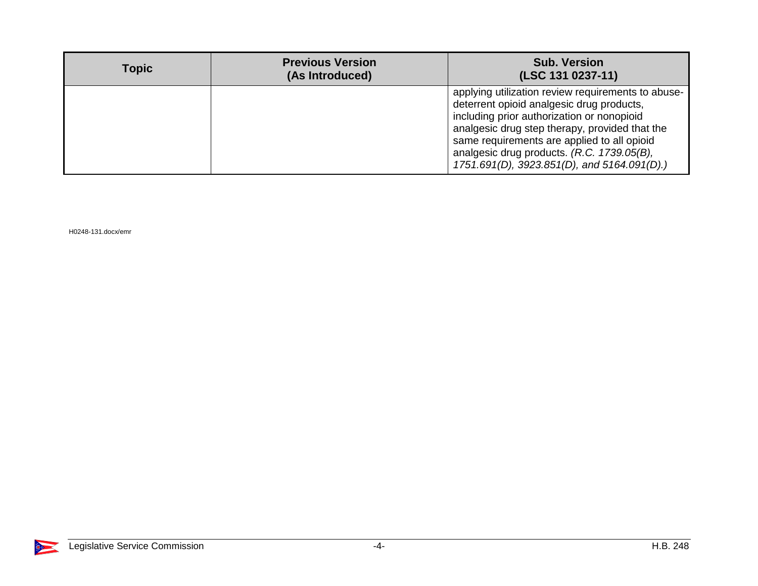| Topic | Previous Version (As Introduced) | Sub. Version (LSC 131 0237-11) |
|---|---|---|
| | | applying utilization review requirements to abuse-deterrent opioid analgesic drug products, including prior authorization or nonopioid analgesic drug step therapy, provided that the same requirements are applied to all opioid analgesic drug products. *(R.C. 1739.05(B), 1751.691(D), 3923.851(D), and 5164.091(D).)* |

H0248-131.docx/emr